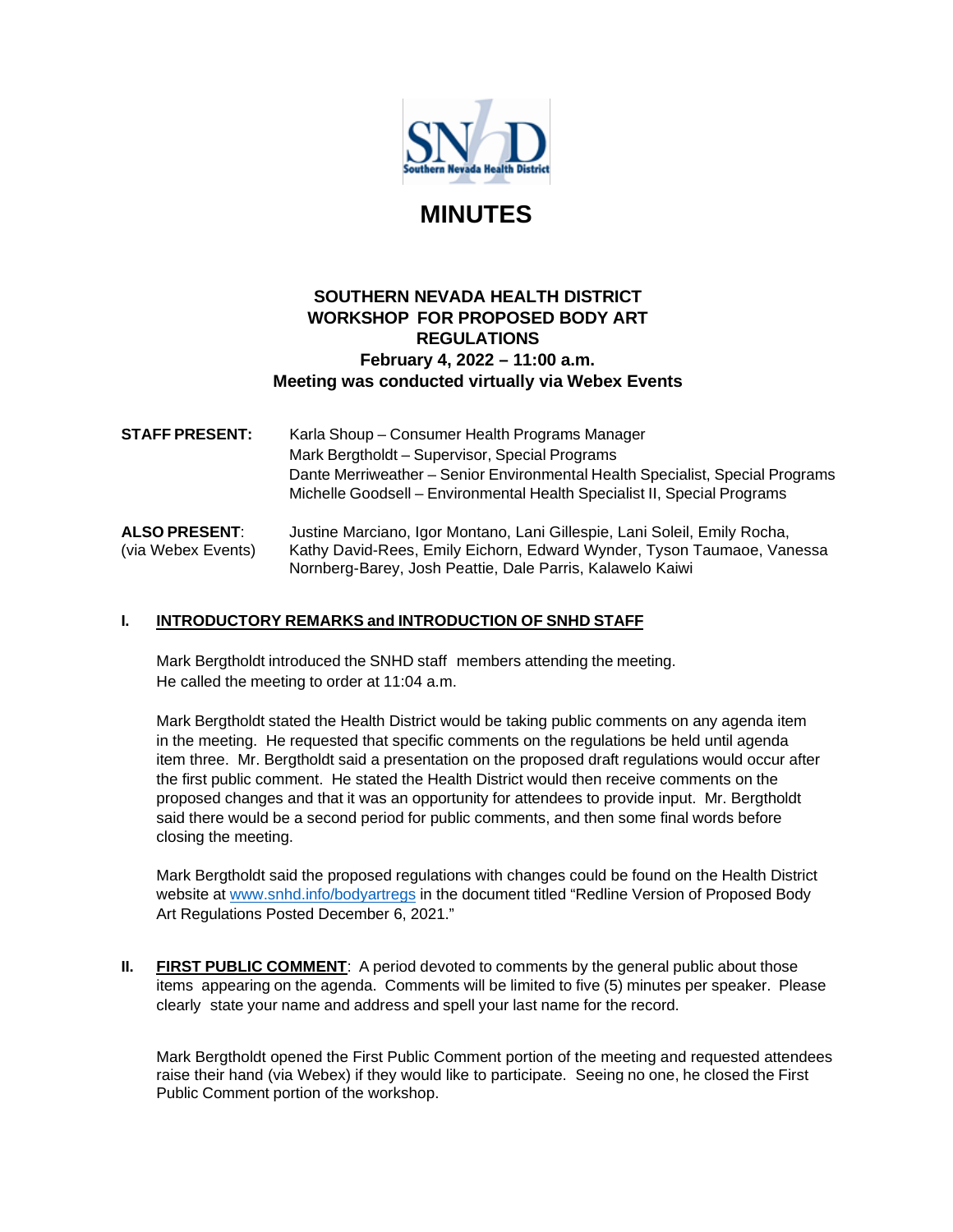# MINUTES

**SOUTHERN NEVADA HEALTH DISTRICT**
**WORKSHOP FOR PROPOSED BODY ART REGULATIONS**
**February 4, 2022 – 11:00 a.m.**
**Meeting was conducted virtually via Webex Events**

**STAFF PRESENT:** Karla Shoup – Consumer Health Programs Manager
Mark Bergtholdt – Supervisor, Special Programs
Dante Merriweather – Senior Environmental Health Specialist, Special Programs
Michelle Goodsell – Environmental Health Specialist II, Special Programs

**ALSO PRESENT**: (via Webex Events) Justine Marciano, Igor Montano, Lani Gillespie, Lani Soleil, Emily Rocha, Kathy David-Rees, Emily Eichorn, Edward Wynder, Tyson Taumaoe, Vanessa Nornberg-Barey, Josh Peattie, Dale Parris, Kalawelo Kaiwi

## I. INTRODUCTORY REMARKS and INTRODUCTION OF SNHD STAFF

Mark Bergtholdt introduced the SNHD staff members attending the meeting. He called the meeting to order at 11:04 a.m.

Mark Bergtholdt stated the Health District would be taking public comments on any agenda item in the meeting. He requested that specific comments on the regulations be held until agenda item three. Mr. Bergtholdt said a presentation on the proposed draft regulations would occur after the first public comment. He stated the Health District would then receive comments on the proposed changes and that it was an opportunity for attendees to provide input. Mr. Bergtholdt said there would be a second period for public comments, and then some final words before closing the meeting.

Mark Bergtholdt said the proposed regulations with changes could be found on the Health District website at www.snhd.info/bodyartregs in the document titled "Redline Version of Proposed Body Art Regulations Posted December 6, 2021."

## II. FIRST PUBLIC COMMENT: A period devoted to comments by the general public about those items appearing on the agenda. Comments will be limited to five (5) minutes per speaker. Please clearly state your name and address and spell your last name for the record.

Mark Bergtholdt opened the First Public Comment portion of the meeting and requested attendees raise their hand (via Webex) if they would like to participate. Seeing no one, he closed the First Public Comment portion of the workshop.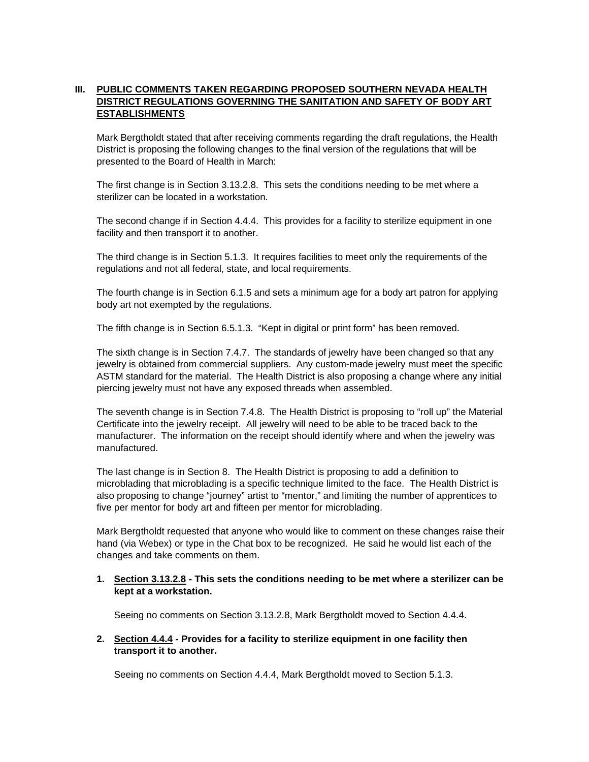## III. PUBLIC COMMENTS TAKEN REGARDING PROPOSED SOUTHERN NEVADA HEALTH DISTRICT REGULATIONS GOVERNING THE SANITATION AND SAFETY OF BODY ART ESTABLISHMENTS

Mark Bergtholdt stated that after receiving comments regarding the draft regulations, the Health District is proposing the following changes to the final version of the regulations that will be presented to the Board of Health in March:

The first change is in Section 3.13.2.8. This sets the conditions needing to be met where a sterilizer can be located in a workstation.

The second change if in Section 4.4.4. This provides for a facility to sterilize equipment in one facility and then transport it to another.

The third change is in Section 5.1.3. It requires facilities to meet only the requirements of the regulations and not all federal, state, and local requirements.

The fourth change is in Section 6.1.5 and sets a minimum age for a body art patron for applying body art not exempted by the regulations.

The fifth change is in Section 6.5.1.3. "Kept in digital or print form" has been removed.

The sixth change is in Section 7.4.7. The standards of jewelry have been changed so that any jewelry is obtained from commercial suppliers. Any custom-made jewelry must meet the specific ASTM standard for the material. The Health District is also proposing a change where any initial piercing jewelry must not have any exposed threads when assembled.

The seventh change is in Section 7.4.8. The Health District is proposing to "roll up" the Material Certificate into the jewelry receipt. All jewelry will need to be able to be traced back to the manufacturer. The information on the receipt should identify where and when the jewelry was manufactured.

The last change is in Section 8. The Health District is proposing to add a definition to microblading that microblading is a specific technique limited to the face. The Health District is also proposing to change "journey" artist to "mentor," and limiting the number of apprentices to five per mentor for body art and fifteen per mentor for microblading.

Mark Bergtholdt requested that anyone who would like to comment on these changes raise their hand (via Webex) or type in the Chat box to be recognized. He said he would list each of the changes and take comments on them.

1. **<u>Section 3.13.2.8</u> - This sets the conditions needing to be met where a sterilizer can be kept at a workstation.**

   Seeing no comments on Section 3.13.2.8, Mark Bergtholdt moved to Section 4.4.4.

2. **<u>Section 4.4.4</u> - Provides for a facility to sterilize equipment in one facility then transport it to another.**

   Seeing no comments on Section 4.4.4, Mark Bergtholdt moved to Section 5.1.3.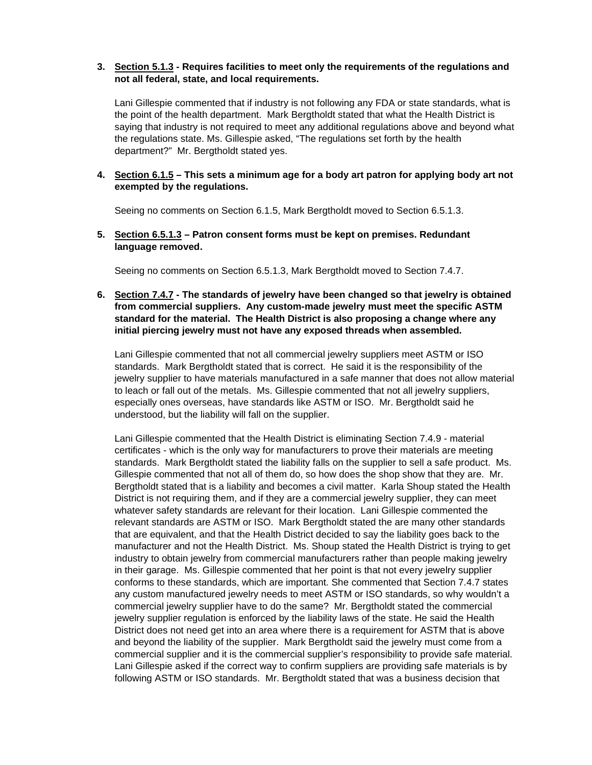3. **<u>Section 5.1.3</u> - Requires facilities to meet only the requirements of the regulations and not all federal, state, and local requirements.**

   Lani Gillespie commented that if industry is not following any FDA or state standards, what is the point of the health department. Mark Bergtholdt stated that what the Health District is saying that industry is not required to meet any additional regulations above and beyond what the regulations state. Ms. Gillespie asked, "The regulations set forth by the health department?" Mr. Bergtholdt stated yes.

4. **<u>Section 6.1.5</u> – This sets a minimum age for a body art patron for applying body art not exempted by the regulations.**

   Seeing no comments on Section 6.1.5, Mark Bergtholdt moved to Section 6.5.1.3.

5. **<u>Section 6.5.1.3</u> – Patron consent forms must be kept on premises. Redundant language removed.**

   Seeing no comments on Section 6.5.1.3, Mark Bergtholdt moved to Section 7.4.7.

6. **<u>Section 7.4.7</u> - The standards of jewelry have been changed so that jewelry is obtained from commercial suppliers. Any custom-made jewelry must meet the specific ASTM standard for the material. The Health District is also proposing a change where any initial piercing jewelry must not have any exposed threads when assembled.**

   Lani Gillespie commented that not all commercial jewelry suppliers meet ASTM or ISO standards. Mark Bergtholdt stated that is correct. He said it is the responsibility of the jewelry supplier to have materials manufactured in a safe manner that does not allow material to leach or fall out of the metals. Ms. Gillespie commented that not all jewelry suppliers, especially ones overseas, have standards like ASTM or ISO. Mr. Bergtholdt said he understood, but the liability will fall on the supplier.

   Lani Gillespie commented that the Health District is eliminating Section 7.4.9 - material certificates - which is the only way for manufacturers to prove their materials are meeting standards. Mark Bergtholdt stated the liability falls on the supplier to sell a safe product. Ms. Gillespie commented that not all of them do, so how does the shop show that they are. Mr. Bergtholdt stated that is a liability and becomes a civil matter. Karla Shoup stated the Health District is not requiring them, and if they are a commercial jewelry supplier, they can meet whatever safety standards are relevant for their location. Lani Gillespie commented the relevant standards are ASTM or ISO. Mark Bergtholdt stated the are many other standards that are equivalent, and that the Health District decided to say the liability goes back to the manufacturer and not the Health District. Ms. Shoup stated the Health District is trying to get industry to obtain jewelry from commercial manufacturers rather than people making jewelry in their garage. Ms. Gillespie commented that her point is that not every jewelry supplier conforms to these standards, which are important. She commented that Section 7.4.7 states any custom manufactured jewelry needs to meet ASTM or ISO standards, so why wouldn't a commercial jewelry supplier have to do the same? Mr. Bergtholdt stated the commercial jewelry supplier regulation is enforced by the liability laws of the state. He said the Health District does not need get into an area where there is a requirement for ASTM that is above and beyond the liability of the supplier. Mark Bergtholdt said the jewelry must come from a commercial supplier and it is the commercial supplier's responsibility to provide safe material. Lani Gillespie asked if the correct way to confirm suppliers are providing safe materials is by following ASTM or ISO standards. Mr. Bergtholdt stated that was a business decision that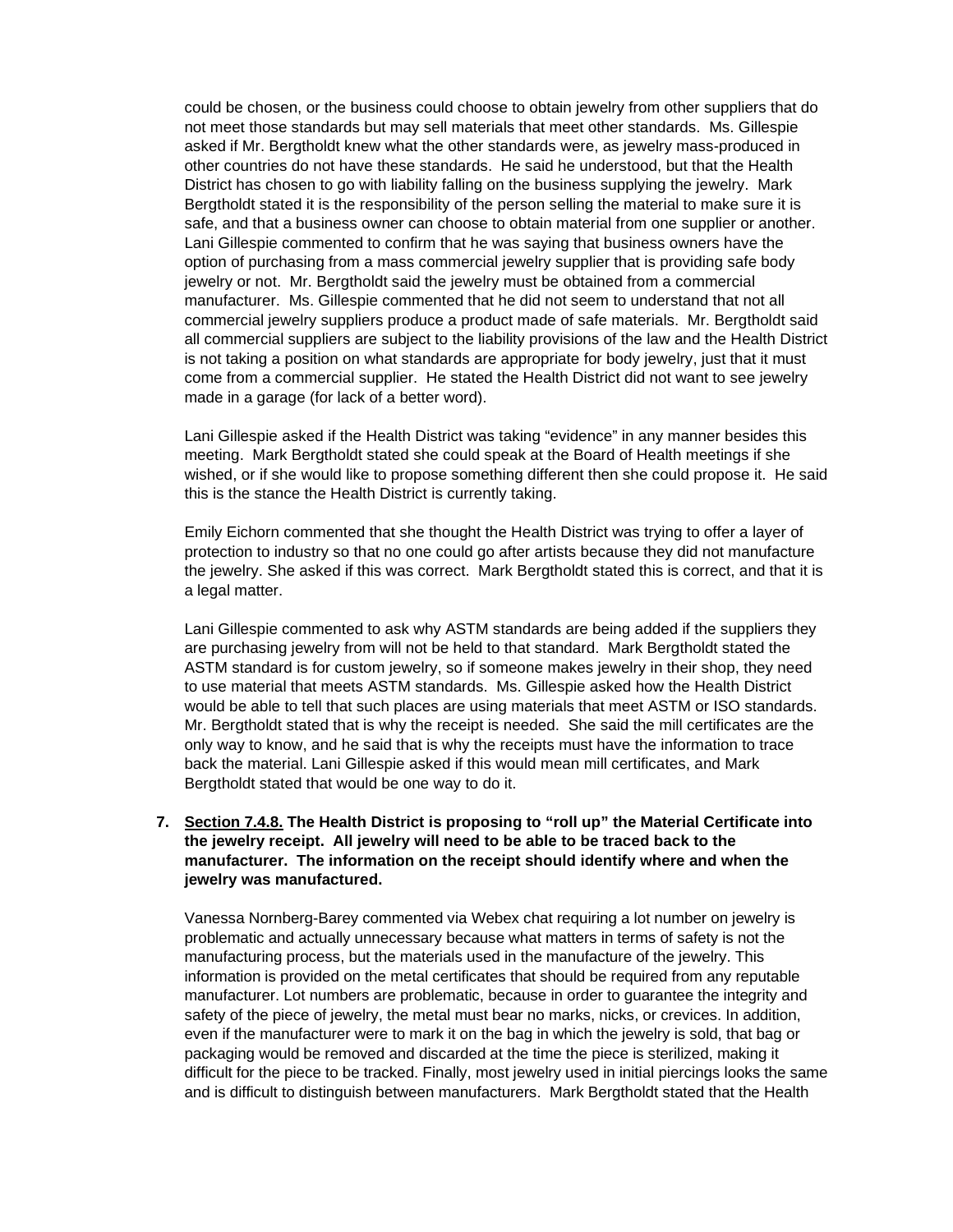could be chosen, or the business could choose to obtain jewelry from other suppliers that do not meet those standards but may sell materials that meet other standards. Ms. Gillespie asked if Mr. Bergtholdt knew what the other standards were, as jewelry mass-produced in other countries do not have these standards. He said he understood, but that the Health District has chosen to go with liability falling on the business supplying the jewelry. Mark Bergtholdt stated it is the responsibility of the person selling the material to make sure it is safe, and that a business owner can choose to obtain material from one supplier or another. Lani Gillespie commented to confirm that he was saying that business owners have the option of purchasing from a mass commercial jewelry supplier that is providing safe body jewelry or not. Mr. Bergtholdt said the jewelry must be obtained from a commercial manufacturer. Ms. Gillespie commented that he did not seem to understand that not all commercial jewelry suppliers produce a product made of safe materials. Mr. Bergtholdt said all commercial suppliers are subject to the liability provisions of the law and the Health District is not taking a position on what standards are appropriate for body jewelry, just that it must come from a commercial supplier. He stated the Health District did not want to see jewelry made in a garage (for lack of a better word).

Lani Gillespie asked if the Health District was taking "evidence" in any manner besides this meeting. Mark Bergtholdt stated she could speak at the Board of Health meetings if she wished, or if she would like to propose something different then she could propose it. He said this is the stance the Health District is currently taking.

Emily Eichorn commented that she thought the Health District was trying to offer a layer of protection to industry so that no one could go after artists because they did not manufacture the jewelry. She asked if this was correct. Mark Bergtholdt stated this is correct, and that it is a legal matter.

Lani Gillespie commented to ask why ASTM standards are being added if the suppliers they are purchasing jewelry from will not be held to that standard. Mark Bergtholdt stated the ASTM standard is for custom jewelry, so if someone makes jewelry in their shop, they need to use material that meets ASTM standards. Ms. Gillespie asked how the Health District would be able to tell that such places are using materials that meet ASTM or ISO standards. Mr. Bergtholdt stated that is why the receipt is needed. She said the mill certificates are the only way to know, and he said that is why the receipts must have the information to trace back the material. Lani Gillespie asked if this would mean mill certificates, and Mark Bergtholdt stated that would be one way to do it.

7. **<u>Section 7.4.8.</u> The Health District is proposing to "roll up" the Material Certificate into the jewelry receipt. All jewelry will need to be able to be traced back to the manufacturer. The information on the receipt should identify where and when the jewelry was manufactured.**

   Vanessa Nornberg-Barey commented via Webex chat requiring a lot number on jewelry is problematic and actually unnecessary because what matters in terms of safety is not the manufacturing process, but the materials used in the manufacture of the jewelry. This information is provided on the metal certificates that should be required from any reputable manufacturer. Lot numbers are problematic, because in order to guarantee the integrity and safety of the piece of jewelry, the metal must bear no marks, nicks, or crevices. In addition, even if the manufacturer were to mark it on the bag in which the jewelry is sold, that bag or packaging would be removed and discarded at the time the piece is sterilized, making it difficult for the piece to be tracked. Finally, most jewelry used in initial piercings looks the same and is difficult to distinguish between manufacturers. Mark Bergtholdt stated that the Health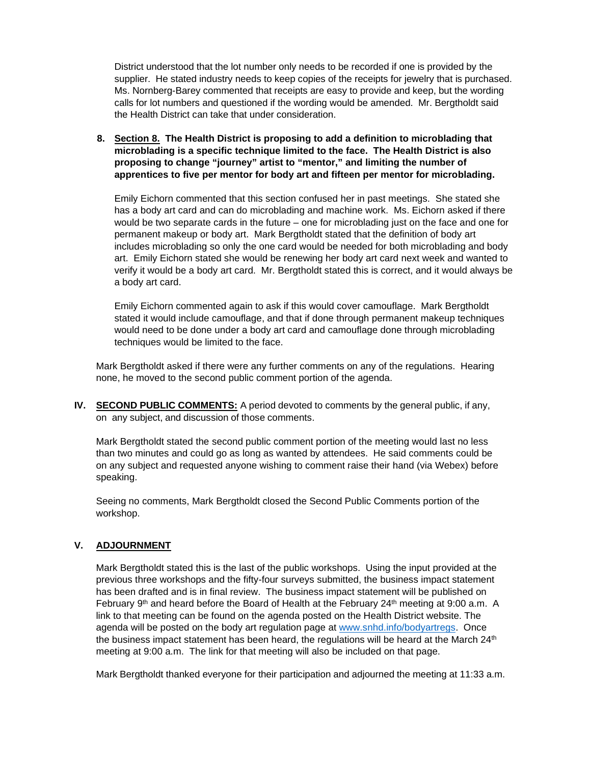District understood that the lot number only needs to be recorded if one is provided by the supplier. He stated industry needs to keep copies of the receipts for jewelry that is purchased. Ms. Nornberg-Barey commented that receipts are easy to provide and keep, but the wording calls for lot numbers and questioned if the wording would be amended. Mr. Bergtholdt said the Health District can take that under consideration.

8. **<u>Section 8.</u> The Health District is proposing to add a definition to microblading that microblading is a specific technique limited to the face. The Health District is also proposing to change "journey" artist to "mentor," and limiting the number of apprentices to five per mentor for body art and fifteen per mentor for microblading.**

   Emily Eichorn commented that this section confused her in past meetings. She stated she has a body art card and can do microblading and machine work. Ms. Eichorn asked if there would be two separate cards in the future – one for microblading just on the face and one for permanent makeup or body art. Mark Bergtholdt stated that the definition of body art includes microblading so only the one card would be needed for both microblading and body art. Emily Eichorn stated she would be renewing her body art card next week and wanted to verify it would be a body art card. Mr. Bergtholdt stated this is correct, and it would always be a body art card.

   Emily Eichorn commented again to ask if this would cover camouflage. Mark Bergtholdt stated it would include camouflage, and that if done through permanent makeup techniques would need to be done under a body art card and camouflage done through microblading techniques would be limited to the face.

Mark Bergtholdt asked if there were any further comments on any of the regulations. Hearing none, he moved to the second public comment portion of the agenda.

## IV. <u>SECOND PUBLIC COMMENTS:</u> A period devoted to comments by the general public, if any, on any subject, and discussion of those comments.

Mark Bergtholdt stated the second public comment portion of the meeting would last no less than two minutes and could go as long as wanted by attendees. He said comments could be on any subject and requested anyone wishing to comment raise their hand (via Webex) before speaking.

Seeing no comments, Mark Bergtholdt closed the Second Public Comments portion of the workshop.

## V. <u>ADJOURNMENT</u>

Mark Bergtholdt stated this is the last of the public workshops. Using the input provided at the previous three workshops and the fifty-four surveys submitted, the business impact statement has been drafted and is in final review. The business impact statement will be published on February 9th and heard before the Board of Health at the February 24th meeting at 9:00 a.m. A link to that meeting can be found on the agenda posted on the Health District website. The agenda will be posted on the body art regulation page at www.snhd.info/bodyartregs. Once the business impact statement has been heard, the regulations will be heard at the March 24th meeting at 9:00 a.m. The link for that meeting will also be included on that page.

Mark Bergtholdt thanked everyone for their participation and adjourned the meeting at 11:33 a.m.